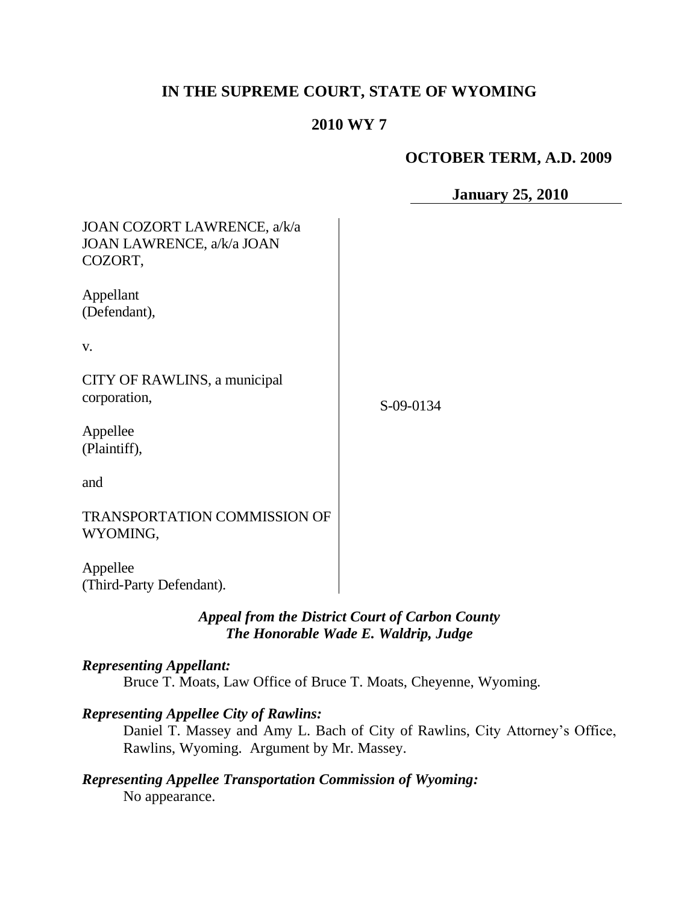# IN THE SUPREME COURT, STATE OF WYOMING

## 2010 WY 7

**OCTOBER TERM, A.D. 2009**

**January 25, 2010**

JOAN COZORT LAWRENCE, a/k/a JOAN LAWRENCE, a/k/a JOAN COZORT,

Appellant (Defendant),

v.

CITY OF RAWLINS, a municipal corporation,

Appellee (Plaintiff),

and

TRANSPORTATION COMMISSION OF WYOMING,

Appellee (Third-Party Defendant).

S-09-0134

***Appeal from the District Court of Carbon County***
***The Honorable Wade E. Waldrip, Judge***

***Representing Appellant:***

Bruce T. Moats, Law Office of Bruce T. Moats, Cheyenne, Wyoming.

***Representing Appellee City of Rawlins:***

Daniel T. Massey and Amy L. Bach of City of Rawlins, City Attorney's Office, Rawlins, Wyoming. Argument by Mr. Massey.

***Representing Appellee Transportation Commission of Wyoming:***

No appearance.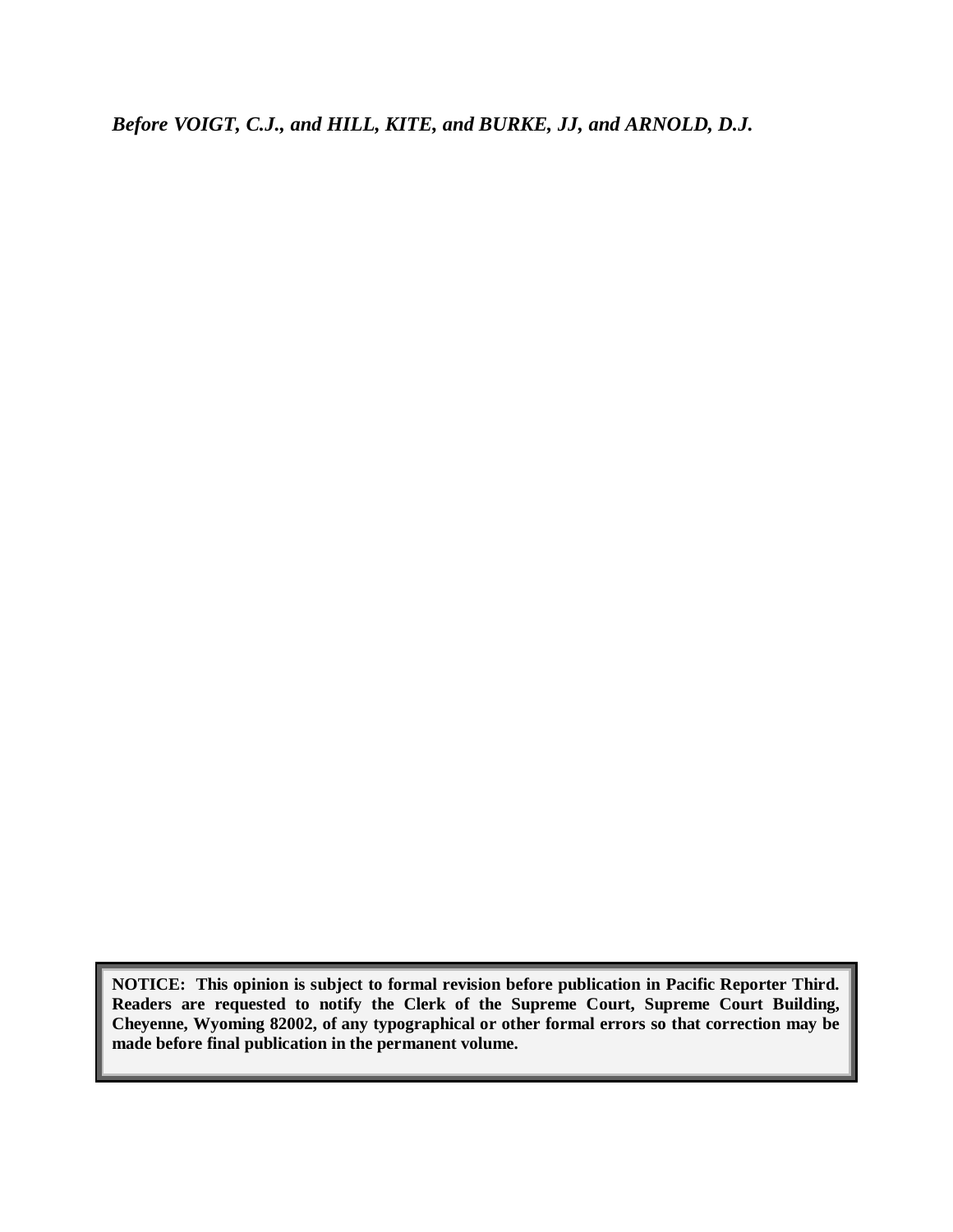***Before VOIGT, C.J., and HILL, KITE, and BURKE, JJ, and ARNOLD, D.J.***

**NOTICE: This opinion is subject to formal revision before publication in Pacific Reporter Third. Readers are requested to notify the Clerk of the Supreme Court, Supreme Court Building, Cheyenne, Wyoming 82002, of any typographical or other formal errors so that correction may be made before final publication in the permanent volume.**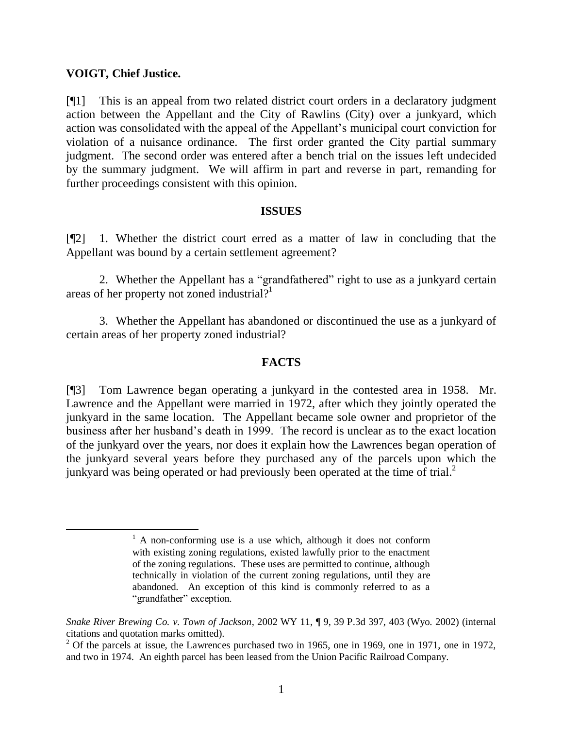**VOIGT, Chief Justice.**

[¶1] This is an appeal from two related district court orders in a declaratory judgment action between the Appellant and the City of Rawlins (City) over a junkyard, which action was consolidated with the appeal of the Appellant's municipal court conviction for violation of a nuisance ordinance. The first order granted the City partial summary judgment. The second order was entered after a bench trial on the issues left undecided by the summary judgment. We will affirm in part and reverse in part, remanding for further proceedings consistent with this opinion.

## ISSUES

[¶2] 1. Whether the district court erred as a matter of law in concluding that the Appellant was bound by a certain settlement agreement?

2. Whether the Appellant has a "grandfathered" right to use as a junkyard certain areas of her property not zoned industrial?[1]

3. Whether the Appellant has abandoned or discontinued the use as a junkyard of certain areas of her property zoned industrial?

## FACTS

[¶3] Tom Lawrence began operating a junkyard in the contested area in 1958. Mr. Lawrence and the Appellant were married in 1972, after which they jointly operated the junkyard in the same location. The Appellant became sole owner and proprietor of the business after her husband's death in 1999. The record is unclear as to the exact location of the junkyard over the years, nor does it explain how the Lawrences began operation of the junkyard several years before they purchased any of the parcels upon which the junkyard was being operated or had previously been operated at the time of trial.[2]

---

[1] A non-conforming use is a use which, although it does not conform with existing zoning regulations, existed lawfully prior to the enactment of the zoning regulations. These uses are permitted to continue, although technically in violation of the current zoning regulations, until they are abandoned. An exception of this kind is commonly referred to as a "grandfather" exception.

*Snake River Brewing Co. v. Town of Jackson*, 2002 WY 11, ¶ 9, 39 P.3d 397, 403 (Wyo. 2002) (internal citations and quotation marks omitted).

[2] Of the parcels at issue, the Lawrences purchased two in 1965, one in 1969, one in 1971, one in 1972, and two in 1974. An eighth parcel has been leased from the Union Pacific Railroad Company.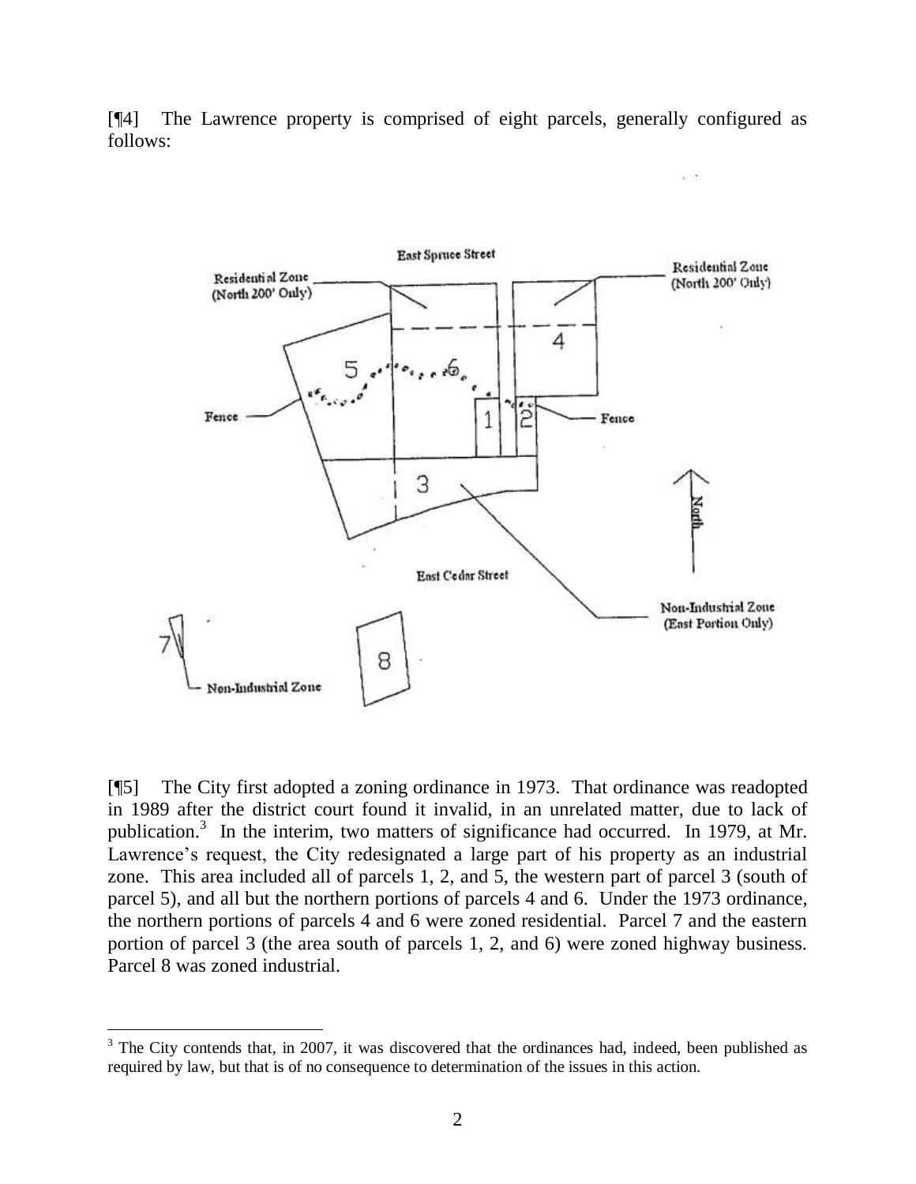[¶4] The Lawrence property is comprised of eight parcels, generally configured as follows:

[¶5] The City first adopted a zoning ordinance in 1973. That ordinance was readopted in 1989 after the district court found it invalid, in an unrelated matter, due to lack of publication.[3] In the interim, two matters of significance had occurred. In 1979, at Mr. Lawrence's request, the City redesignated a large part of his property as an industrial zone. This area included all of parcels 1, 2, and 5, the western part of parcel 3 (south of parcel 5), and all but the northern portions of parcels 4 and 6. Under the 1973 ordinance, the northern portions of parcels 4 and 6 were zoned residential. Parcel 7 and the eastern portion of parcel 3 (the area south of parcels 1, 2, and 6) were zoned highway business. Parcel 8 was zoned industrial.

[3] The City contends that, in 2007, it was discovered that the ordinances had, indeed, been published as required by law, but that is of no consequence to determination of the issues in this action.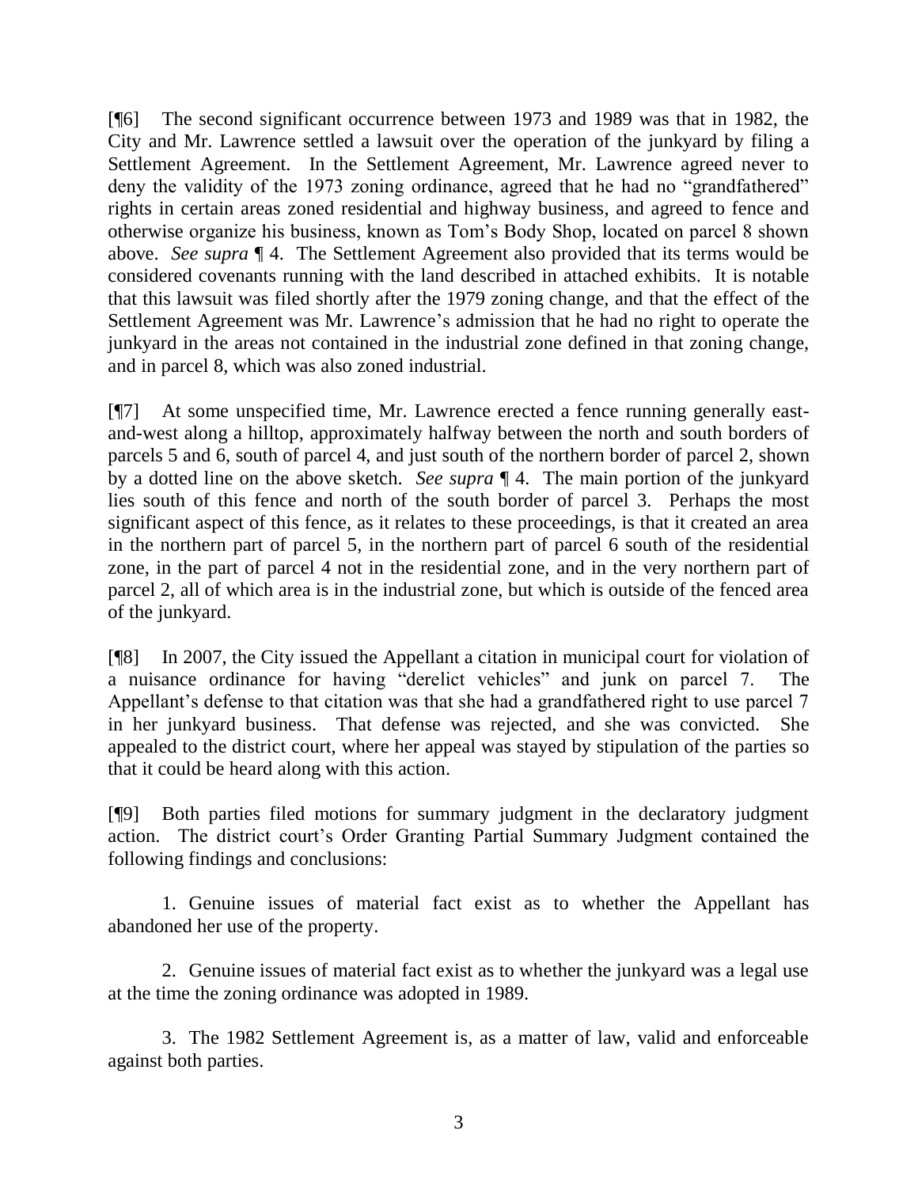[¶6] The second significant occurrence between 1973 and 1989 was that in 1982, the City and Mr. Lawrence settled a lawsuit over the operation of the junkyard by filing a Settlement Agreement. In the Settlement Agreement, Mr. Lawrence agreed never to deny the validity of the 1973 zoning ordinance, agreed that he had no "grandfathered" rights in certain areas zoned residential and highway business, and agreed to fence and otherwise organize his business, known as Tom's Body Shop, located on parcel 8 shown above. *See supra* ¶ 4. The Settlement Agreement also provided that its terms would be considered covenants running with the land described in attached exhibits. It is notable that this lawsuit was filed shortly after the 1979 zoning change, and that the effect of the Settlement Agreement was Mr. Lawrence's admission that he had no right to operate the junkyard in the areas not contained in the industrial zone defined in that zoning change, and in parcel 8, which was also zoned industrial.

[¶7] At some unspecified time, Mr. Lawrence erected a fence running generally east-and-west along a hilltop, approximately halfway between the north and south borders of parcels 5 and 6, south of parcel 4, and just south of the northern border of parcel 2, shown by a dotted line on the above sketch. *See supra* ¶ 4. The main portion of the junkyard lies south of this fence and north of the south border of parcel 3. Perhaps the most significant aspect of this fence, as it relates to these proceedings, is that it created an area in the northern part of parcel 5, in the northern part of parcel 6 south of the residential zone, in the part of parcel 4 not in the residential zone, and in the very northern part of parcel 2, all of which area is in the industrial zone, but which is outside of the fenced area of the junkyard.

[¶8] In 2007, the City issued the Appellant a citation in municipal court for violation of a nuisance ordinance for having "derelict vehicles" and junk on parcel 7. The Appellant's defense to that citation was that she had a grandfathered right to use parcel 7 in her junkyard business. That defense was rejected, and she was convicted. She appealed to the district court, where her appeal was stayed by stipulation of the parties so that it could be heard along with this action.

[¶9] Both parties filed motions for summary judgment in the declaratory judgment action. The district court's Order Granting Partial Summary Judgment contained the following findings and conclusions:

> 1. Genuine issues of material fact exist as to whether the Appellant has abandoned her use of the property.
>
> 2. Genuine issues of material fact exist as to whether the junkyard was a legal use at the time the zoning ordinance was adopted in 1989.
>
> 3. The 1982 Settlement Agreement is, as a matter of law, valid and enforceable against both parties.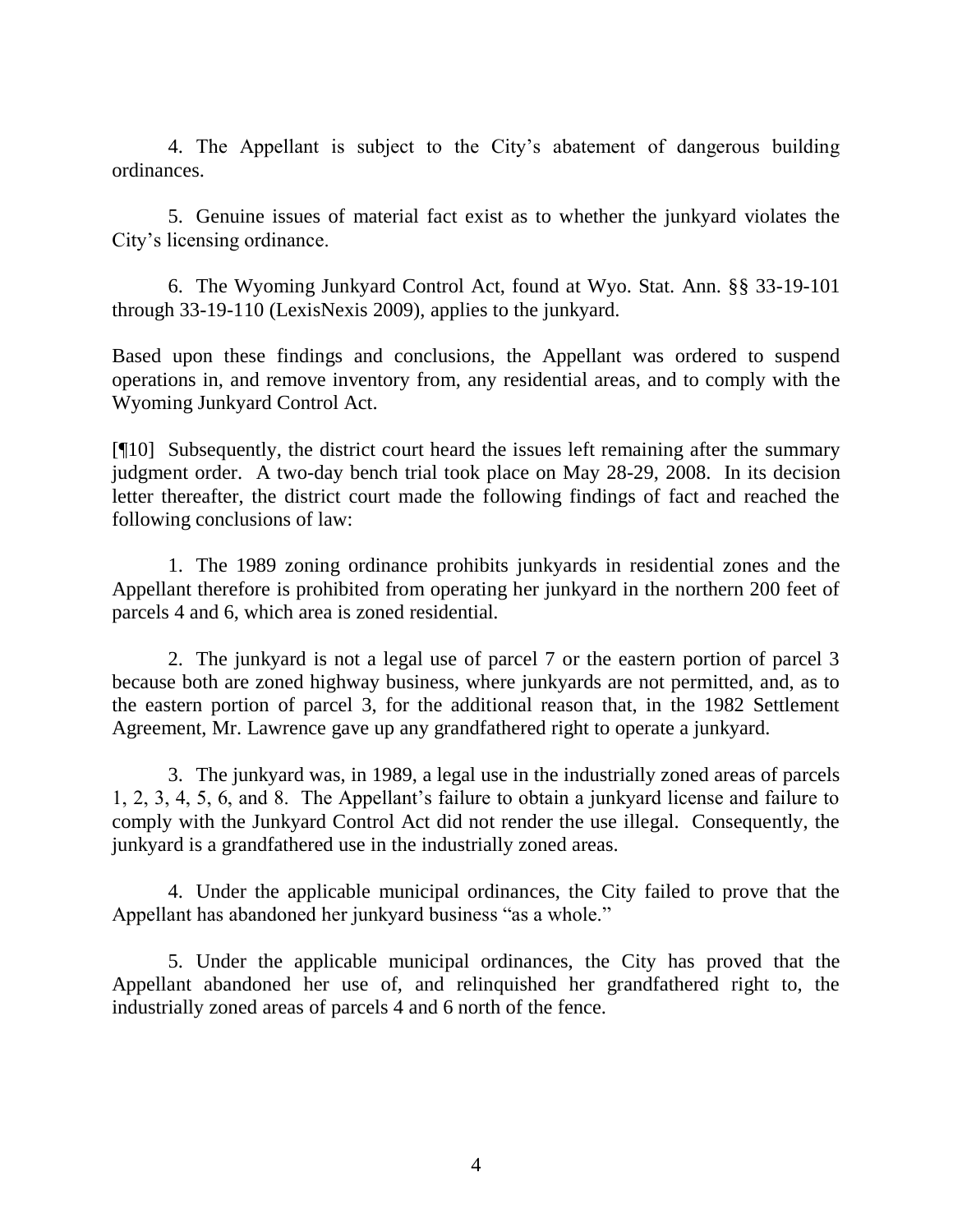4. The Appellant is subject to the City's abatement of dangerous building ordinances.

5. Genuine issues of material fact exist as to whether the junkyard violates the City's licensing ordinance.

6. The Wyoming Junkyard Control Act, found at Wyo. Stat. Ann. §§ 33-19-101 through 33-19-110 (LexisNexis 2009), applies to the junkyard.

Based upon these findings and conclusions, the Appellant was ordered to suspend operations in, and remove inventory from, any residential areas, and to comply with the Wyoming Junkyard Control Act.

[¶10] Subsequently, the district court heard the issues left remaining after the summary judgment order. A two-day bench trial took place on May 28-29, 2008. In its decision letter thereafter, the district court made the following findings of fact and reached the following conclusions of law:

1. The 1989 zoning ordinance prohibits junkyards in residential zones and the Appellant therefore is prohibited from operating her junkyard in the northern 200 feet of parcels 4 and 6, which area is zoned residential.

2. The junkyard is not a legal use of parcel 7 or the eastern portion of parcel 3 because both are zoned highway business, where junkyards are not permitted, and, as to the eastern portion of parcel 3, for the additional reason that, in the 1982 Settlement Agreement, Mr. Lawrence gave up any grandfathered right to operate a junkyard.

3. The junkyard was, in 1989, a legal use in the industrially zoned areas of parcels 1, 2, 3, 4, 5, 6, and 8. The Appellant's failure to obtain a junkyard license and failure to comply with the Junkyard Control Act did not render the use illegal. Consequently, the junkyard is a grandfathered use in the industrially zoned areas.

4. Under the applicable municipal ordinances, the City failed to prove that the Appellant has abandoned her junkyard business "as a whole."

5. Under the applicable municipal ordinances, the City has proved that the Appellant abandoned her use of, and relinquished her grandfathered right to, the industrially zoned areas of parcels 4 and 6 north of the fence.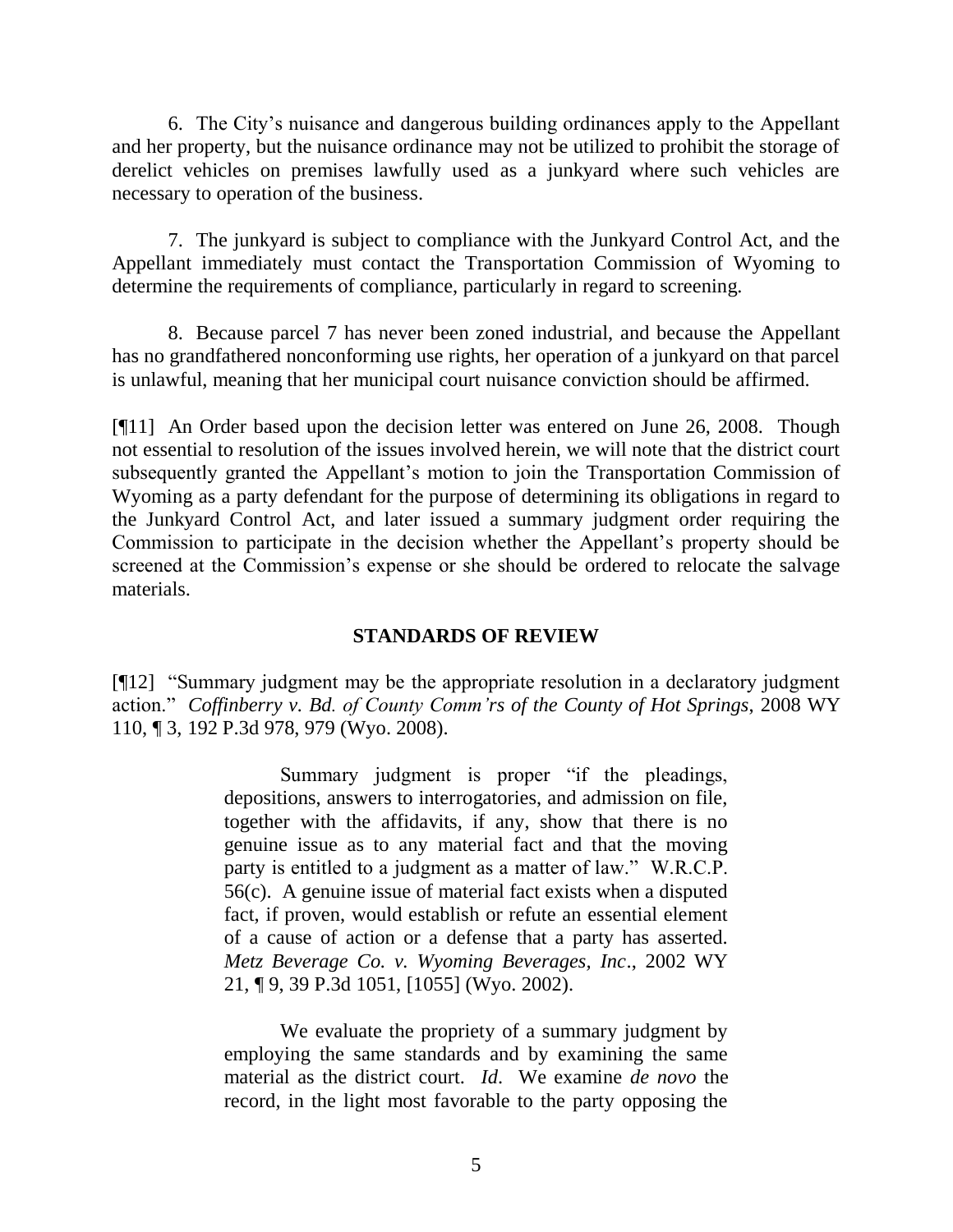6. The City's nuisance and dangerous building ordinances apply to the Appellant and her property, but the nuisance ordinance may not be utilized to prohibit the storage of derelict vehicles on premises lawfully used as a junkyard where such vehicles are necessary to operation of the business.

7. The junkyard is subject to compliance with the Junkyard Control Act, and the Appellant immediately must contact the Transportation Commission of Wyoming to determine the requirements of compliance, particularly in regard to screening.

8. Because parcel 7 has never been zoned industrial, and because the Appellant has no grandfathered nonconforming use rights, her operation of a junkyard on that parcel is unlawful, meaning that her municipal court nuisance conviction should be affirmed.

[¶11] An Order based upon the decision letter was entered on June 26, 2008. Though not essential to resolution of the issues involved herein, we will note that the district court subsequently granted the Appellant's motion to join the Transportation Commission of Wyoming as a party defendant for the purpose of determining its obligations in regard to the Junkyard Control Act, and later issued a summary judgment order requiring the Commission to participate in the decision whether the Appellant's property should be screened at the Commission's expense or she should be ordered to relocate the salvage materials.

## STANDARDS OF REVIEW

[¶12] "Summary judgment may be the appropriate resolution in a declaratory judgment action." *Coffinberry v. Bd. of County Comm'rs of the County of Hot Springs*, 2008 WY 110, ¶ 3, 192 P.3d 978, 979 (Wyo. 2008).

> Summary judgment is proper "if the pleadings, depositions, answers to interrogatories, and admission on file, together with the affidavits, if any, show that there is no genuine issue as to any material fact and that the moving party is entitled to a judgment as a matter of law." W.R.C.P. 56(c). A genuine issue of material fact exists when a disputed fact, if proven, would establish or refute an essential element of a cause of action or a defense that a party has asserted. *Metz Beverage Co. v. Wyoming Beverages, Inc*., 2002 WY 21, ¶ 9, 39 P.3d 1051, [1055] (Wyo. 2002).
>
> We evaluate the propriety of a summary judgment by employing the same standards and by examining the same material as the district court. *Id*. We examine *de novo* the record, in the light most favorable to the party opposing the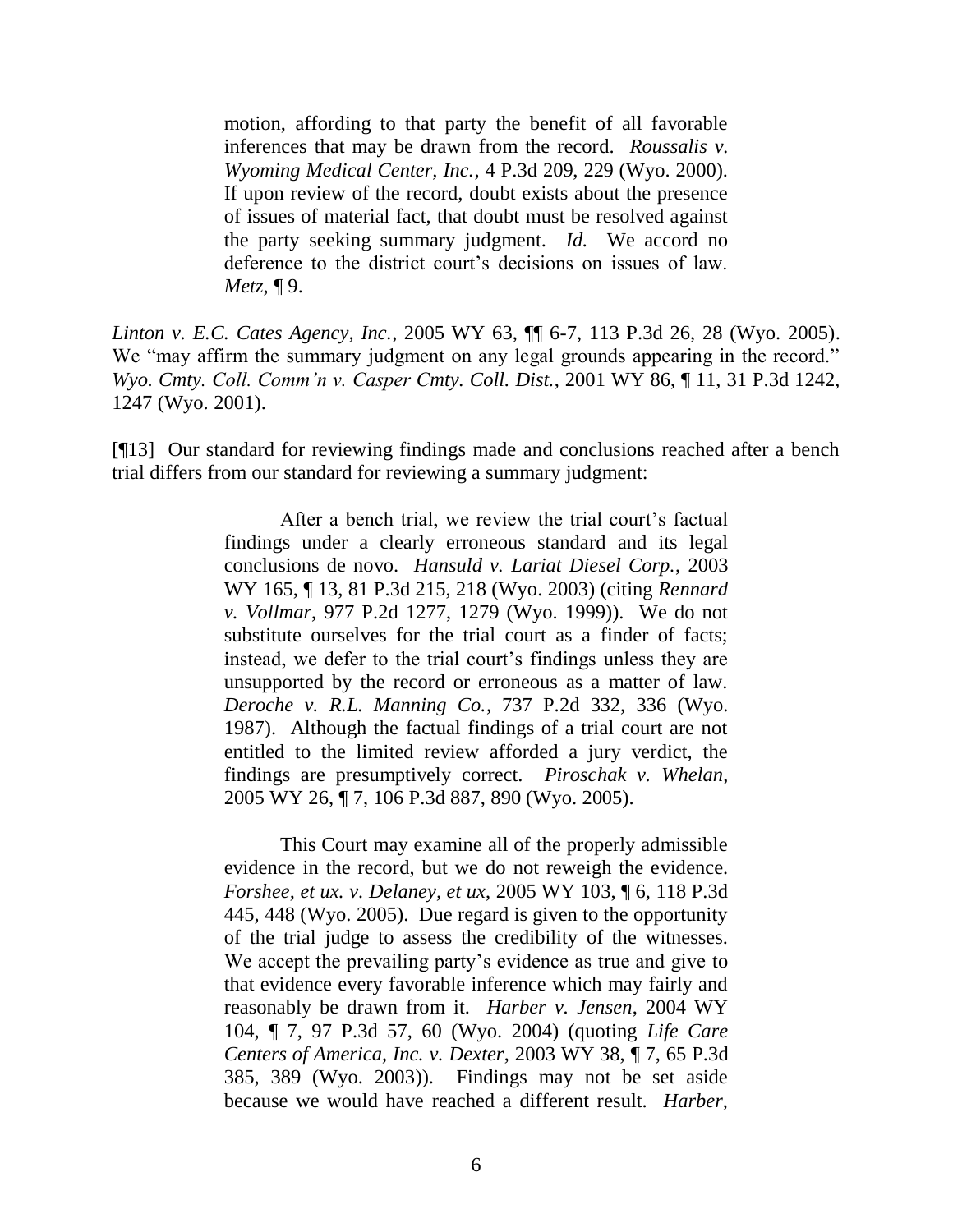> motion, affording to that party the benefit of all favorable inferences that may be drawn from the record. *Roussalis v. Wyoming Medical Center, Inc.*, 4 P.3d 209, 229 (Wyo. 2000). If upon review of the record, doubt exists about the presence of issues of material fact, that doubt must be resolved against the party seeking summary judgment. *Id.* We accord no deference to the district court's decisions on issues of law. *Metz*, ¶ 9.

*Linton v. E.C. Cates Agency, Inc.*, 2005 WY 63, ¶¶ 6-7, 113 P.3d 26, 28 (Wyo. 2005). We "may affirm the summary judgment on any legal grounds appearing in the record." *Wyo. Cmty. Coll. Comm'n v. Casper Cmty. Coll. Dist.*, 2001 WY 86, ¶ 11, 31 P.3d 1242, 1247 (Wyo. 2001).

[¶13] Our standard for reviewing findings made and conclusions reached after a bench trial differs from our standard for reviewing a summary judgment:

> After a bench trial, we review the trial court's factual findings under a clearly erroneous standard and its legal conclusions de novo. *Hansuld v. Lariat Diesel Corp.*, 2003 WY 165, ¶ 13, 81 P.3d 215, 218 (Wyo. 2003) (citing *Rennard v. Vollmar*, 977 P.2d 1277, 1279 (Wyo. 1999)). We do not substitute ourselves for the trial court as a finder of facts; instead, we defer to the trial court's findings unless they are unsupported by the record or erroneous as a matter of law. *Deroche v. R.L. Manning Co.*, 737 P.2d 332, 336 (Wyo. 1987). Although the factual findings of a trial court are not entitled to the limited review afforded a jury verdict, the findings are presumptively correct. *Piroschak v. Whelan*, 2005 WY 26, ¶ 7, 106 P.3d 887, 890 (Wyo. 2005).
>
> This Court may examine all of the properly admissible evidence in the record, but we do not reweigh the evidence. *Forshee, et ux. v. Delaney, et ux*, 2005 WY 103, ¶ 6, 118 P.3d 445, 448 (Wyo. 2005). Due regard is given to the opportunity of the trial judge to assess the credibility of the witnesses. We accept the prevailing party's evidence as true and give to that evidence every favorable inference which may fairly and reasonably be drawn from it. *Harber v. Jensen*, 2004 WY 104, ¶ 7, 97 P.3d 57, 60 (Wyo. 2004) (quoting *Life Care Centers of America, Inc. v. Dexter*, 2003 WY 38, ¶ 7, 65 P.3d 385, 389 (Wyo. 2003)). Findings may not be set aside because we would have reached a different result. *Harber*,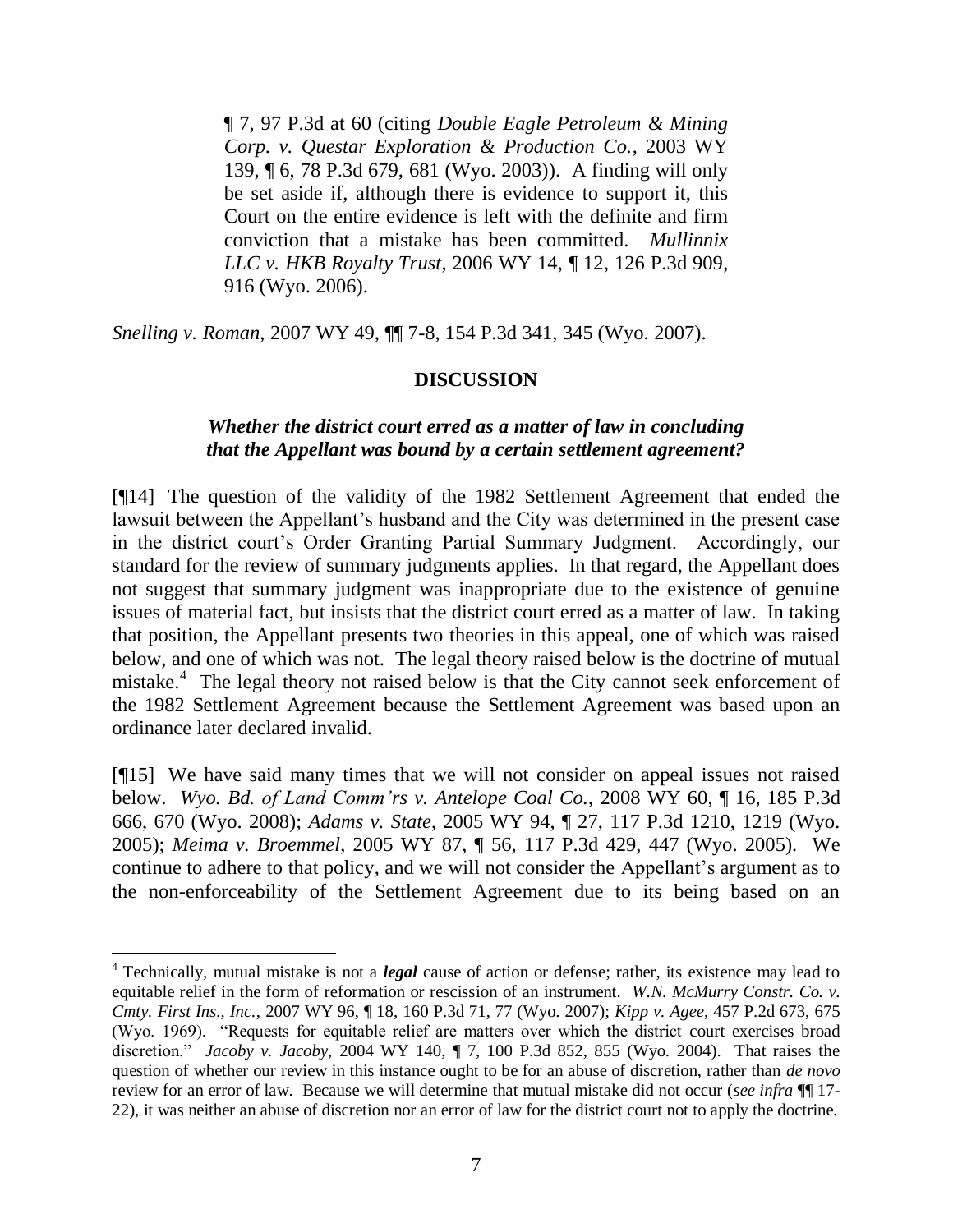> ¶ 7, 97 P.3d at 60 (citing *Double Eagle Petroleum & Mining Corp. v. Questar Exploration & Production Co.*, 2003 WY 139, ¶ 6, 78 P.3d 679, 681 (Wyo. 2003)). A finding will only be set aside if, although there is evidence to support it, this Court on the entire evidence is left with the definite and firm conviction that a mistake has been committed. *Mullinnix LLC v. HKB Royalty Trust*, 2006 WY 14, ¶ 12, 126 P.3d 909, 916 (Wyo. 2006).

*Snelling v. Roman*, 2007 WY 49, ¶¶ 7-8, 154 P.3d 341, 345 (Wyo. 2007).

## DISCUSSION

### *Whether the district court erred as a matter of law in concluding that the Appellant was bound by a certain settlement agreement?*

[¶14] The question of the validity of the 1982 Settlement Agreement that ended the lawsuit between the Appellant's husband and the City was determined in the present case in the district court's Order Granting Partial Summary Judgment. Accordingly, our standard for the review of summary judgments applies. In that regard, the Appellant does not suggest that summary judgment was inappropriate due to the existence of genuine issues of material fact, but insists that the district court erred as a matter of law. In taking that position, the Appellant presents two theories in this appeal, one of which was raised below, and one of which was not. The legal theory raised below is the doctrine of mutual mistake.[4] The legal theory not raised below is that the City cannot seek enforcement of the 1982 Settlement Agreement because the Settlement Agreement was based upon an ordinance later declared invalid.

[¶15] We have said many times that we will not consider on appeal issues not raised below. *Wyo. Bd. of Land Comm'rs v. Antelope Coal Co.*, 2008 WY 60, ¶ 16, 185 P.3d 666, 670 (Wyo. 2008); *Adams v. State*, 2005 WY 94, ¶ 27, 117 P.3d 1210, 1219 (Wyo. 2005); *Meima v. Broemmel*, 2005 WY 87, ¶ 56, 117 P.3d 429, 447 (Wyo. 2005). We continue to adhere to that policy, and we will not consider the Appellant's argument as to the non-enforceability of the Settlement Agreement due to its being based on an

---

[4] Technically, mutual mistake is not a ***legal*** cause of action or defense; rather, its existence may lead to equitable relief in the form of reformation or rescission of an instrument. *W.N. McMurry Constr. Co. v. Cmty. First Ins., Inc.*, 2007 WY 96, ¶ 18, 160 P.3d 71, 77 (Wyo. 2007); *Kipp v. Agee*, 457 P.2d 673, 675 (Wyo. 1969). "Requests for equitable relief are matters over which the district court exercises broad discretion." *Jacoby v. Jacoby*, 2004 WY 140, ¶ 7, 100 P.3d 852, 855 (Wyo. 2004). That raises the question of whether our review in this instance ought to be for an abuse of discretion, rather than *de novo* review for an error of law. Because we will determine that mutual mistake did not occur (*see infra* ¶¶ 17-22), it was neither an abuse of discretion nor an error of law for the district court not to apply the doctrine.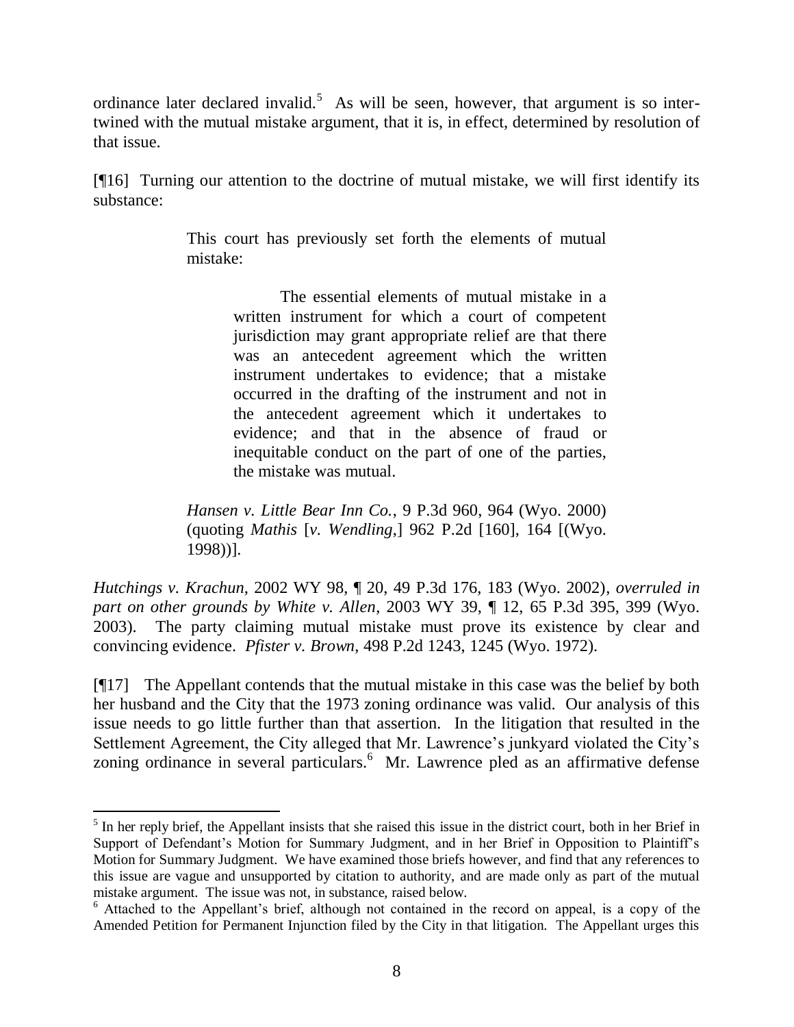ordinance later declared invalid.[5] As will be seen, however, that argument is so intertwined with the mutual mistake argument, that it is, in effect, determined by resolution of that issue.

[¶16] Turning our attention to the doctrine of mutual mistake, we will first identify its substance:

> This court has previously set forth the elements of mutual mistake:
>
> > The essential elements of mutual mistake in a written instrument for which a court of competent jurisdiction may grant appropriate relief are that there was an antecedent agreement which the written instrument undertakes to evidence; that a mistake occurred in the drafting of the instrument and not in the antecedent agreement which it undertakes to evidence; and that in the absence of fraud or inequitable conduct on the part of one of the parties, the mistake was mutual.
>
> *Hansen v. Little Bear Inn Co.*, 9 P.3d 960, 964 (Wyo. 2000) (quoting *Mathis* [*v. Wendling*,] 962 P.2d [160], 164 [(Wyo. 1998))].

*Hutchings v. Krachun*, 2002 WY 98, ¶ 20, 49 P.3d 176, 183 (Wyo. 2002), *overruled in part on other grounds by White v. Allen*, 2003 WY 39, ¶ 12, 65 P.3d 395, 399 (Wyo. 2003). The party claiming mutual mistake must prove its existence by clear and convincing evidence. *Pfister v. Brown*, 498 P.2d 1243, 1245 (Wyo. 1972).

[¶17] The Appellant contends that the mutual mistake in this case was the belief by both her husband and the City that the 1973 zoning ordinance was valid. Our analysis of this issue needs to go little further than that assertion. In the litigation that resulted in the Settlement Agreement, the City alleged that Mr. Lawrence's junkyard violated the City's zoning ordinance in several particulars.[6] Mr. Lawrence pled as an affirmative defense

---

[5] In her reply brief, the Appellant insists that she raised this issue in the district court, both in her Brief in Support of Defendant's Motion for Summary Judgment, and in her Brief in Opposition to Plaintiff's Motion for Summary Judgment. We have examined those briefs however, and find that any references to this issue are vague and unsupported by citation to authority, and are made only as part of the mutual mistake argument. The issue was not, in substance, raised below.

[6] Attached to the Appellant's brief, although not contained in the record on appeal, is a copy of the Amended Petition for Permanent Injunction filed by the City in that litigation. The Appellant urges this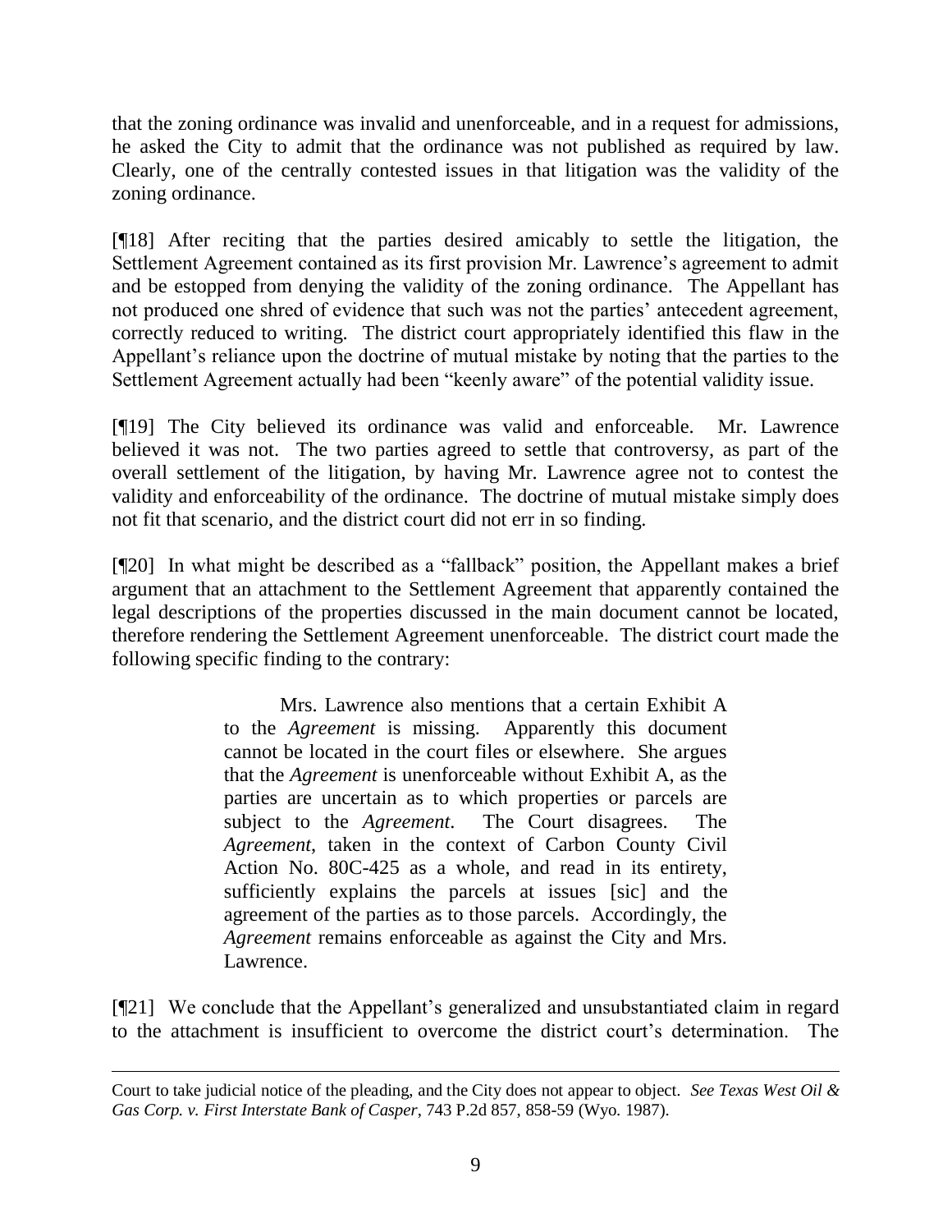that the zoning ordinance was invalid and unenforceable, and in a request for admissions, he asked the City to admit that the ordinance was not published as required by law. Clearly, one of the centrally contested issues in that litigation was the validity of the zoning ordinance.

[¶18] After reciting that the parties desired amicably to settle the litigation, the Settlement Agreement contained as its first provision Mr. Lawrence's agreement to admit and be estopped from denying the validity of the zoning ordinance. The Appellant has not produced one shred of evidence that such was not the parties' antecedent agreement, correctly reduced to writing. The district court appropriately identified this flaw in the Appellant's reliance upon the doctrine of mutual mistake by noting that the parties to the Settlement Agreement actually had been "keenly aware" of the potential validity issue.

[¶19] The City believed its ordinance was valid and enforceable. Mr. Lawrence believed it was not. The two parties agreed to settle that controversy, as part of the overall settlement of the litigation, by having Mr. Lawrence agree not to contest the validity and enforceability of the ordinance. The doctrine of mutual mistake simply does not fit that scenario, and the district court did not err in so finding.

[¶20] In what might be described as a "fallback" position, the Appellant makes a brief argument that an attachment to the Settlement Agreement that apparently contained the legal descriptions of the properties discussed in the main document cannot be located, therefore rendering the Settlement Agreement unenforceable. The district court made the following specific finding to the contrary:

> Mrs. Lawrence also mentions that a certain Exhibit A to the *Agreement* is missing. Apparently this document cannot be located in the court files or elsewhere. She argues that the *Agreement* is unenforceable without Exhibit A, as the parties are uncertain as to which properties or parcels are subject to the *Agreement*. The Court disagrees. The *Agreement*, taken in the context of Carbon County Civil Action No. 80C-425 as a whole, and read in its entirety, sufficiently explains the parcels at issues [sic] and the agreement of the parties as to those parcels. Accordingly, the *Agreement* remains enforceable as against the City and Mrs. Lawrence.

[¶21] We conclude that the Appellant's generalized and unsubstantiated claim in regard to the attachment is insufficient to overcome the district court's determination. The

---

Court to take judicial notice of the pleading, and the City does not appear to object. *See Texas West Oil & Gas Corp. v. First Interstate Bank of Casper*, 743 P.2d 857, 858-59 (Wyo. 1987).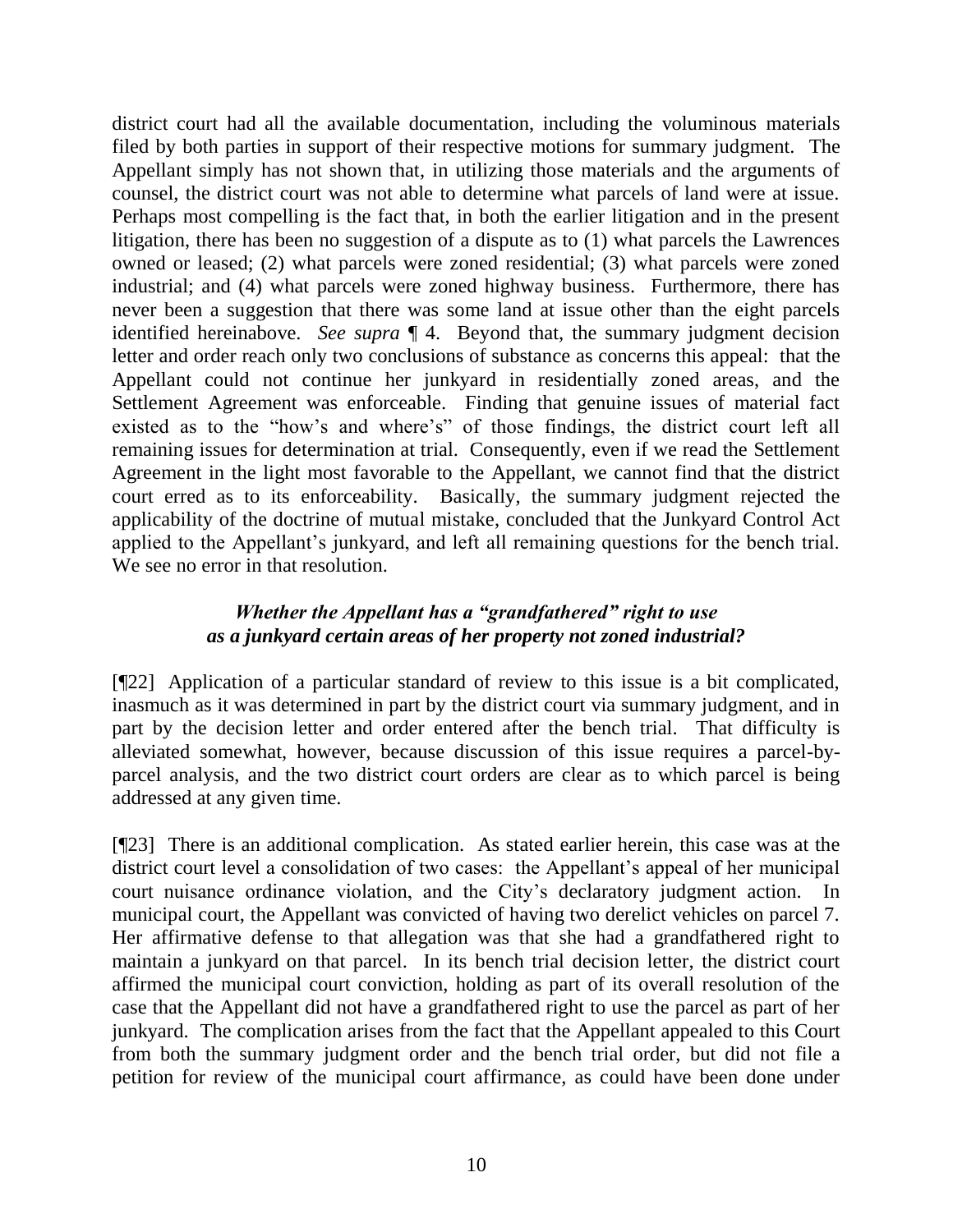district court had all the available documentation, including the voluminous materials filed by both parties in support of their respective motions for summary judgment. The Appellant simply has not shown that, in utilizing those materials and the arguments of counsel, the district court was not able to determine what parcels of land were at issue. Perhaps most compelling is the fact that, in both the earlier litigation and in the present litigation, there has been no suggestion of a dispute as to (1) what parcels the Lawrences owned or leased; (2) what parcels were zoned residential; (3) what parcels were zoned industrial; and (4) what parcels were zoned highway business. Furthermore, there has never been a suggestion that there was some land at issue other than the eight parcels identified hereinabove. *See supra* ¶ 4. Beyond that, the summary judgment decision letter and order reach only two conclusions of substance as concerns this appeal: that the Appellant could not continue her junkyard in residentially zoned areas, and the Settlement Agreement was enforceable. Finding that genuine issues of material fact existed as to the "how's and where's" of those findings, the district court left all remaining issues for determination at trial. Consequently, even if we read the Settlement Agreement in the light most favorable to the Appellant, we cannot find that the district court erred as to its enforceability. Basically, the summary judgment rejected the applicability of the doctrine of mutual mistake, concluded that the Junkyard Control Act applied to the Appellant's junkyard, and left all remaining questions for the bench trial. We see no error in that resolution.

### *Whether the Appellant has a "grandfathered" right to use as a junkyard certain areas of her property not zoned industrial?*

[¶22] Application of a particular standard of review to this issue is a bit complicated, inasmuch as it was determined in part by the district court via summary judgment, and in part by the decision letter and order entered after the bench trial. That difficulty is alleviated somewhat, however, because discussion of this issue requires a parcel-by-parcel analysis, and the two district court orders are clear as to which parcel is being addressed at any given time.

[¶23] There is an additional complication. As stated earlier herein, this case was at the district court level a consolidation of two cases: the Appellant's appeal of her municipal court nuisance ordinance violation, and the City's declaratory judgment action. In municipal court, the Appellant was convicted of having two derelict vehicles on parcel 7. Her affirmative defense to that allegation was that she had a grandfathered right to maintain a junkyard on that parcel. In its bench trial decision letter, the district court affirmed the municipal court conviction, holding as part of its overall resolution of the case that the Appellant did not have a grandfathered right to use the parcel as part of her junkyard. The complication arises from the fact that the Appellant appealed to this Court from both the summary judgment order and the bench trial order, but did not file a petition for review of the municipal court affirmance, as could have been done under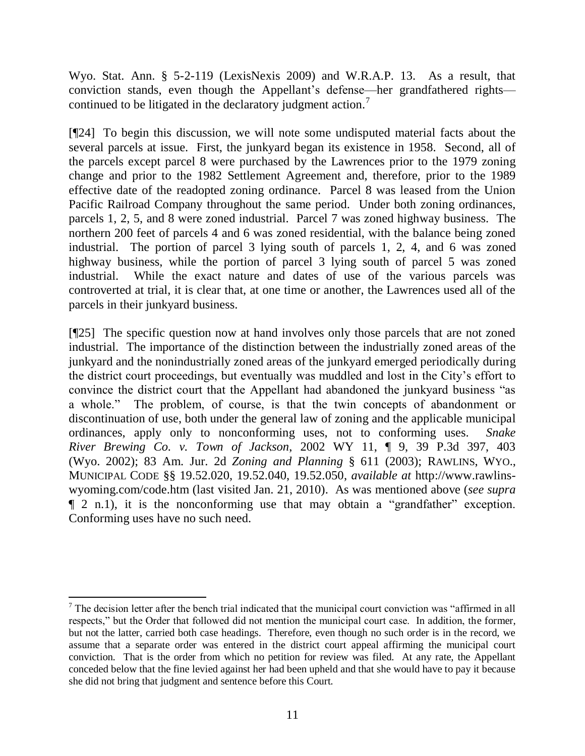Wyo. Stat. Ann. § 5-2-119 (LexisNexis 2009) and W.R.A.P. 13. As a result, that conviction stands, even though the Appellant's defense—her grandfathered rights—continued to be litigated in the declaratory judgment action.[7]

[¶24] To begin this discussion, we will note some undisputed material facts about the several parcels at issue. First, the junkyard began its existence in 1958. Second, all of the parcels except parcel 8 were purchased by the Lawrences prior to the 1979 zoning change and prior to the 1982 Settlement Agreement and, therefore, prior to the 1989 effective date of the readopted zoning ordinance. Parcel 8 was leased from the Union Pacific Railroad Company throughout the same period. Under both zoning ordinances, parcels 1, 2, 5, and 8 were zoned industrial. Parcel 7 was zoned highway business. The northern 200 feet of parcels 4 and 6 was zoned residential, with the balance being zoned industrial. The portion of parcel 3 lying south of parcels 1, 2, 4, and 6 was zoned highway business, while the portion of parcel 3 lying south of parcel 5 was zoned industrial. While the exact nature and dates of use of the various parcels was controverted at trial, it is clear that, at one time or another, the Lawrences used all of the parcels in their junkyard business.

[¶25] The specific question now at hand involves only those parcels that are not zoned industrial. The importance of the distinction between the industrially zoned areas of the junkyard and the nonindustrially zoned areas of the junkyard emerged periodically during the district court proceedings, but eventually was muddled and lost in the City's effort to convince the district court that the Appellant had abandoned the junkyard business "as a whole." The problem, of course, is that the twin concepts of abandonment or discontinuation of use, both under the general law of zoning and the applicable municipal ordinances, apply only to nonconforming uses, not to conforming uses. *Snake River Brewing Co. v. Town of Jackson*, 2002 WY 11, ¶ 9, 39 P.3d 397, 403 (Wyo. 2002); 83 Am. Jur. 2d *Zoning and Planning* § 611 (2003); RAWLINS, WYO., MUNICIPAL CODE §§ 19.52.020, 19.52.040, 19.52.050, *available at* http://www.rawlins-wyoming.com/code.htm (last visited Jan. 21, 2010). As was mentioned above (*see supra* ¶ 2 n.1), it is the nonconforming use that may obtain a "grandfather" exception. Conforming uses have no such need.

---

[7] The decision letter after the bench trial indicated that the municipal court conviction was "affirmed in all respects," but the Order that followed did not mention the municipal court case. In addition, the former, but not the latter, carried both case headings. Therefore, even though no such order is in the record, we assume that a separate order was entered in the district court appeal affirming the municipal court conviction. That is the order from which no petition for review was filed. At any rate, the Appellant conceded below that the fine levied against her had been upheld and that she would have to pay it because she did not bring that judgment and sentence before this Court.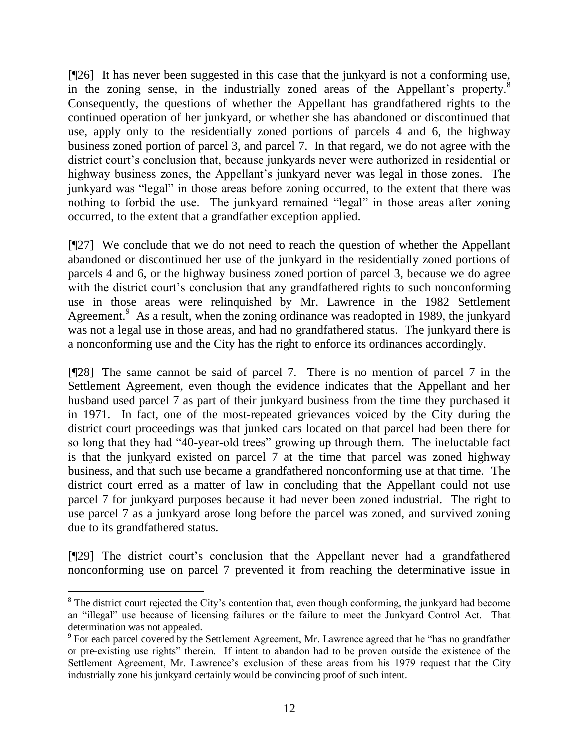[¶26] It has never been suggested in this case that the junkyard is not a conforming use, in the zoning sense, in the industrially zoned areas of the Appellant's property.[8] Consequently, the questions of whether the Appellant has grandfathered rights to the continued operation of her junkyard, or whether she has abandoned or discontinued that use, apply only to the residentially zoned portions of parcels 4 and 6, the highway business zoned portion of parcel 3, and parcel 7. In that regard, we do not agree with the district court's conclusion that, because junkyards never were authorized in residential or highway business zones, the Appellant's junkyard never was legal in those zones. The junkyard was "legal" in those areas before zoning occurred, to the extent that there was nothing to forbid the use. The junkyard remained "legal" in those areas after zoning occurred, to the extent that a grandfather exception applied.

[¶27] We conclude that we do not need to reach the question of whether the Appellant abandoned or discontinued her use of the junkyard in the residentially zoned portions of parcels 4 and 6, or the highway business zoned portion of parcel 3, because we do agree with the district court's conclusion that any grandfathered rights to such nonconforming use in those areas were relinquished by Mr. Lawrence in the 1982 Settlement Agreement.[9] As a result, when the zoning ordinance was readopted in 1989, the junkyard was not a legal use in those areas, and had no grandfathered status. The junkyard there is a nonconforming use and the City has the right to enforce its ordinances accordingly.

[¶28] The same cannot be said of parcel 7. There is no mention of parcel 7 in the Settlement Agreement, even though the evidence indicates that the Appellant and her husband used parcel 7 as part of their junkyard business from the time they purchased it in 1971. In fact, one of the most-repeated grievances voiced by the City during the district court proceedings was that junked cars located on that parcel had been there for so long that they had "40-year-old trees" growing up through them. The ineluctable fact is that the junkyard existed on parcel 7 at the time that parcel was zoned highway business, and that such use became a grandfathered nonconforming use at that time. The district court erred as a matter of law in concluding that the Appellant could not use parcel 7 for junkyard purposes because it had never been zoned industrial. The right to use parcel 7 as a junkyard arose long before the parcel was zoned, and survived zoning due to its grandfathered status.

[¶29] The district court's conclusion that the Appellant never had a grandfathered nonconforming use on parcel 7 prevented it from reaching the determinative issue in

---

[8] The district court rejected the City's contention that, even though conforming, the junkyard had become an "illegal" use because of licensing failures or the failure to meet the Junkyard Control Act. That determination was not appealed.

[9] For each parcel covered by the Settlement Agreement, Mr. Lawrence agreed that he "has no grandfather or pre-existing use rights" therein. If intent to abandon had to be proven outside the existence of the Settlement Agreement, Mr. Lawrence's exclusion of these areas from his 1979 request that the City industrially zone his junkyard certainly would be convincing proof of such intent.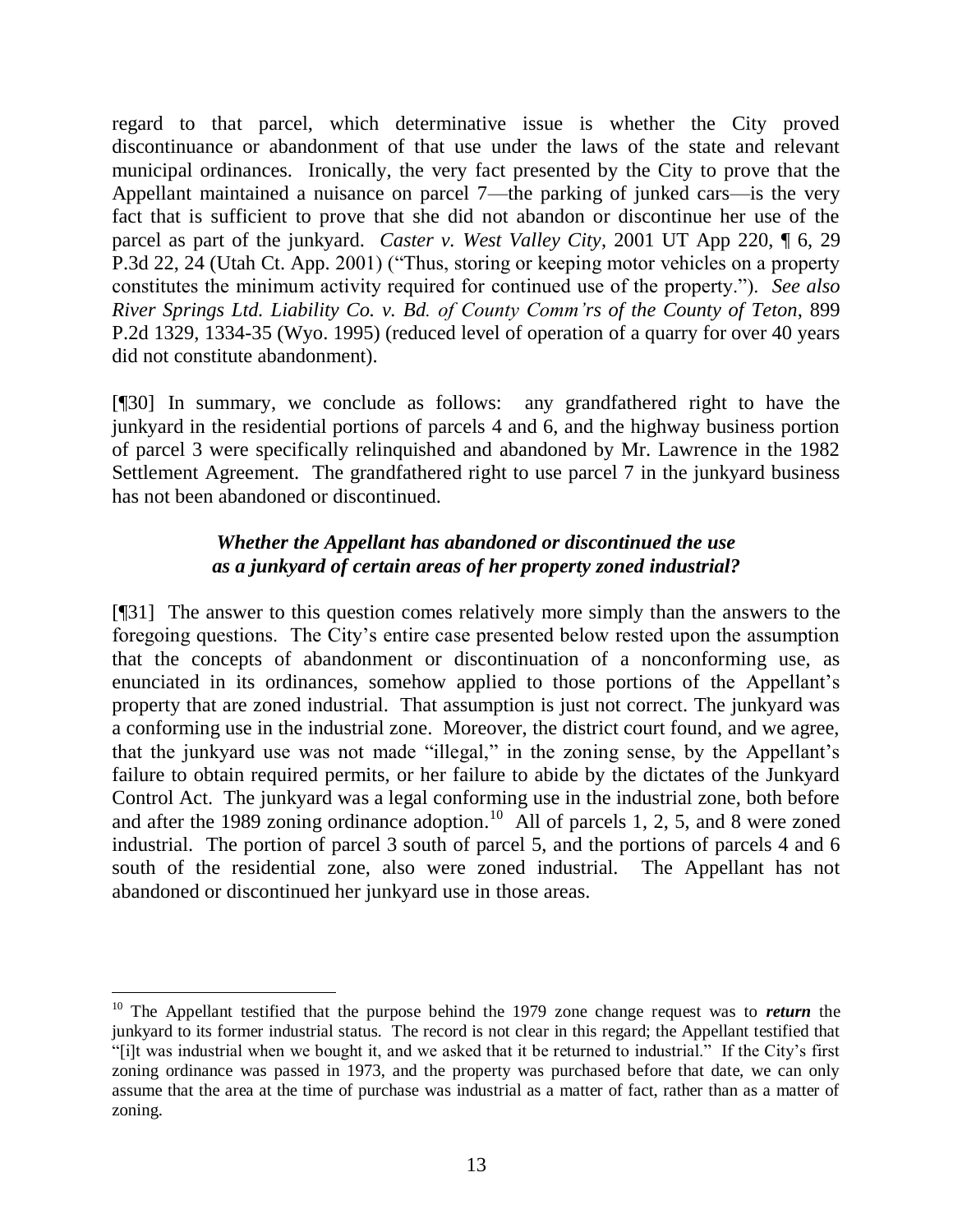regard to that parcel, which determinative issue is whether the City proved discontinuance or abandonment of that use under the laws of the state and relevant municipal ordinances. Ironically, the very fact presented by the City to prove that the Appellant maintained a nuisance on parcel 7—the parking of junked cars—is the very fact that is sufficient to prove that she did not abandon or discontinue her use of the parcel as part of the junkyard. *Caster v. West Valley City*, 2001 UT App 220, ¶ 6, 29 P.3d 22, 24 (Utah Ct. App. 2001) ("Thus, storing or keeping motor vehicles on a property constitutes the minimum activity required for continued use of the property."). *See also River Springs Ltd. Liability Co. v. Bd. of County Comm'rs of the County of Teton*, 899 P.2d 1329, 1334-35 (Wyo. 1995) (reduced level of operation of a quarry for over 40 years did not constitute abandonment).

[¶30] In summary, we conclude as follows: any grandfathered right to have the junkyard in the residential portions of parcels 4 and 6, and the highway business portion of parcel 3 were specifically relinquished and abandoned by Mr. Lawrence in the 1982 Settlement Agreement. The grandfathered right to use parcel 7 in the junkyard business has not been abandoned or discontinued.

### *Whether the Appellant has abandoned or discontinued the use as a junkyard of certain areas of her property zoned industrial?*

[¶31] The answer to this question comes relatively more simply than the answers to the foregoing questions. The City's entire case presented below rested upon the assumption that the concepts of abandonment or discontinuation of a nonconforming use, as enunciated in its ordinances, somehow applied to those portions of the Appellant's property that are zoned industrial. That assumption is just not correct. The junkyard was a conforming use in the industrial zone. Moreover, the district court found, and we agree, that the junkyard use was not made "illegal," in the zoning sense, by the Appellant's failure to obtain required permits, or her failure to abide by the dictates of the Junkyard Control Act. The junkyard was a legal conforming use in the industrial zone, both before and after the 1989 zoning ordinance adoption.[10] All of parcels 1, 2, 5, and 8 were zoned industrial. The portion of parcel 3 south of parcel 5, and the portions of parcels 4 and 6 south of the residential zone, also were zoned industrial. The Appellant has not abandoned or discontinued her junkyard use in those areas.

---

[10] The Appellant testified that the purpose behind the 1979 zone change request was to ***return*** the junkyard to its former industrial status. The record is not clear in this regard; the Appellant testified that "[i]t was industrial when we bought it, and we asked that it be returned to industrial." If the City's first zoning ordinance was passed in 1973, and the property was purchased before that date, we can only assume that the area at the time of purchase was industrial as a matter of fact, rather than as a matter of zoning.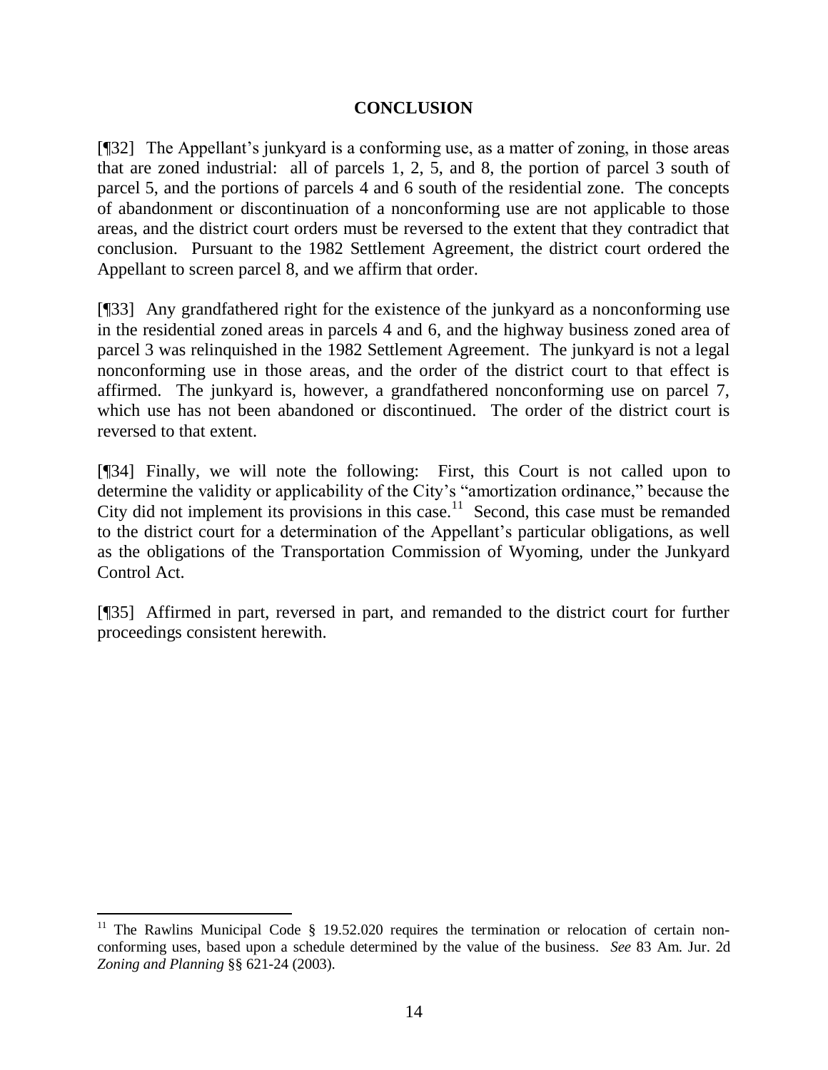## CONCLUSION

[¶32] The Appellant's junkyard is a conforming use, as a matter of zoning, in those areas that are zoned industrial: all of parcels 1, 2, 5, and 8, the portion of parcel 3 south of parcel 5, and the portions of parcels 4 and 6 south of the residential zone. The concepts of abandonment or discontinuation of a nonconforming use are not applicable to those areas, and the district court orders must be reversed to the extent that they contradict that conclusion. Pursuant to the 1982 Settlement Agreement, the district court ordered the Appellant to screen parcel 8, and we affirm that order.

[¶33] Any grandfathered right for the existence of the junkyard as a nonconforming use in the residential zoned areas in parcels 4 and 6, and the highway business zoned area of parcel 3 was relinquished in the 1982 Settlement Agreement. The junkyard is not a legal nonconforming use in those areas, and the order of the district court to that effect is affirmed. The junkyard is, however, a grandfathered nonconforming use on parcel 7, which use has not been abandoned or discontinued. The order of the district court is reversed to that extent.

[¶34] Finally, we will note the following: First, this Court is not called upon to determine the validity or applicability of the City's "amortization ordinance," because the City did not implement its provisions in this case.[11] Second, this case must be remanded to the district court for a determination of the Appellant's particular obligations, as well as the obligations of the Transportation Commission of Wyoming, under the Junkyard Control Act.

[¶35] Affirmed in part, reversed in part, and remanded to the district court for further proceedings consistent herewith.

---

[11] The Rawlins Municipal Code § 19.52.020 requires the termination or relocation of certain non-conforming uses, based upon a schedule determined by the value of the business. *See* 83 Am. Jur. 2d *Zoning and Planning* §§ 621-24 (2003).